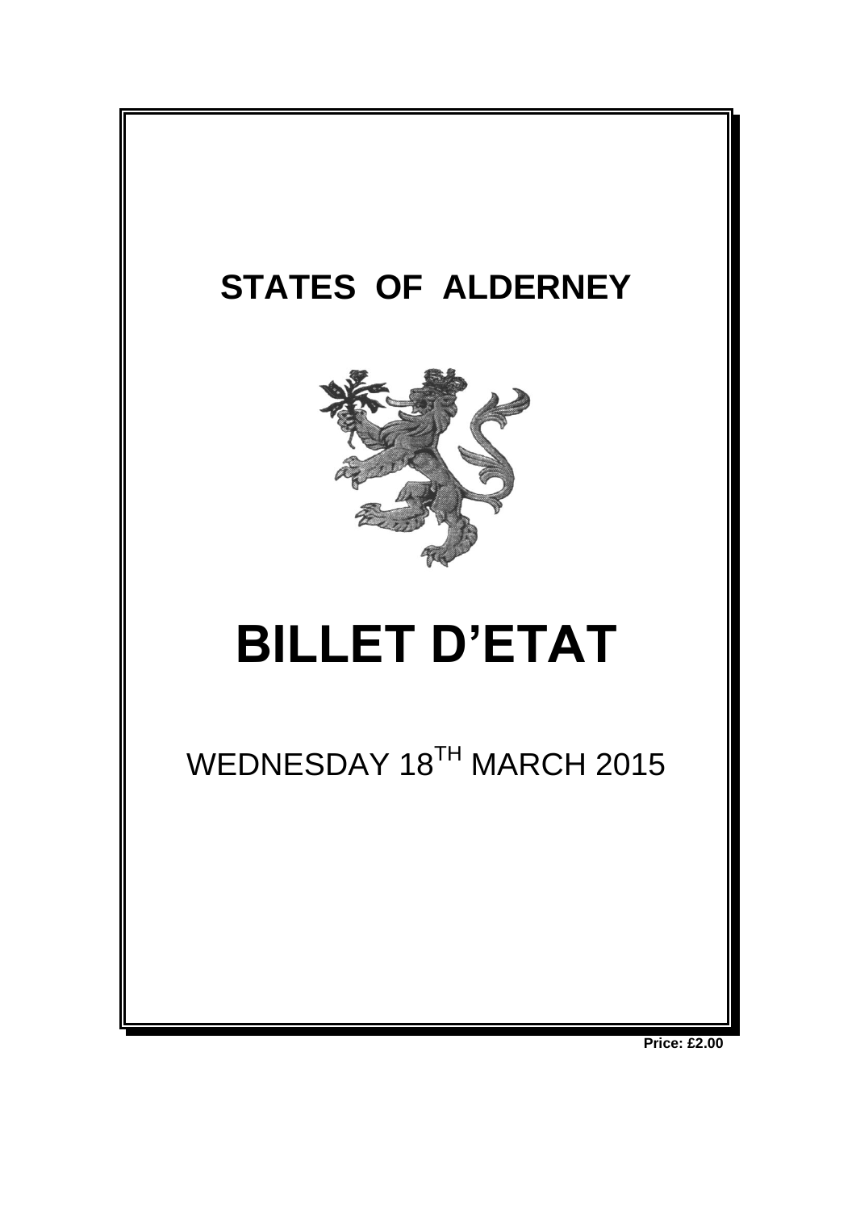# STATES OF ALDERNEY

# BILLET D'ETAT

WEDNESDAY 18TH MARCH 2015

**Price: £2.00**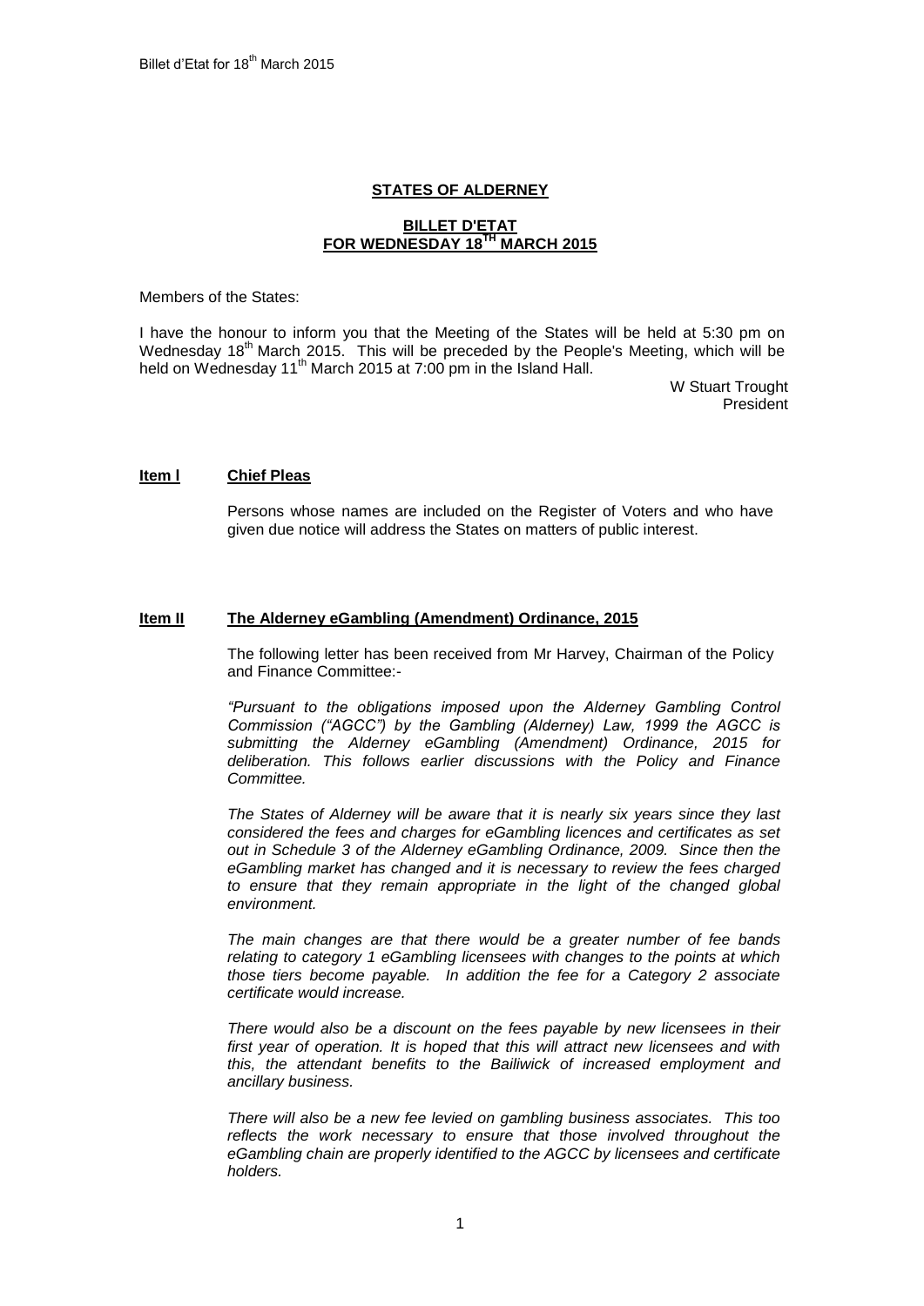**STATES OF ALDERNEY**

**BILLET D'ETAT FOR WEDNESDAY 18TH MARCH 2015**

Members of the States:

I have the honour to inform you that the Meeting of the States will be held at 5:30 pm on Wednesday 18th March 2015. This will be preceded by the People's Meeting, which will be held on Wednesday 11th March 2015 at 7:00 pm in the Island Hall.

W Stuart Trought
President

**Item I Chief Pleas**

Persons whose names are included on the Register of Voters and who have given due notice will address the States on matters of public interest.

**Item II The Alderney eGambling (Amendment) Ordinance, 2015**

The following letter has been received from Mr Harvey, Chairman of the Policy and Finance Committee:-

*"Pursuant to the obligations imposed upon the Alderney Gambling Control Commission ("AGCC") by the Gambling (Alderney) Law, 1999 the AGCC is submitting the Alderney eGambling (Amendment) Ordinance, 2015 for deliberation. This follows earlier discussions with the Policy and Finance Committee.*

*The States of Alderney will be aware that it is nearly six years since they last considered the fees and charges for eGambling licences and certificates as set out in Schedule 3 of the Alderney eGambling Ordinance, 2009. Since then the eGambling market has changed and it is necessary to review the fees charged to ensure that they remain appropriate in the light of the changed global environment.*

*The main changes are that there would be a greater number of fee bands relating to category 1 eGambling licensees with changes to the points at which those tiers become payable. In addition the fee for a Category 2 associate certificate would increase.*

*There would also be a discount on the fees payable by new licensees in their first year of operation. It is hoped that this will attract new licensees and with this, the attendant benefits to the Bailiwick of increased employment and ancillary business.*

*There will also be a new fee levied on gambling business associates. This too reflects the work necessary to ensure that those involved throughout the eGambling chain are properly identified to the AGCC by licensees and certificate holders.*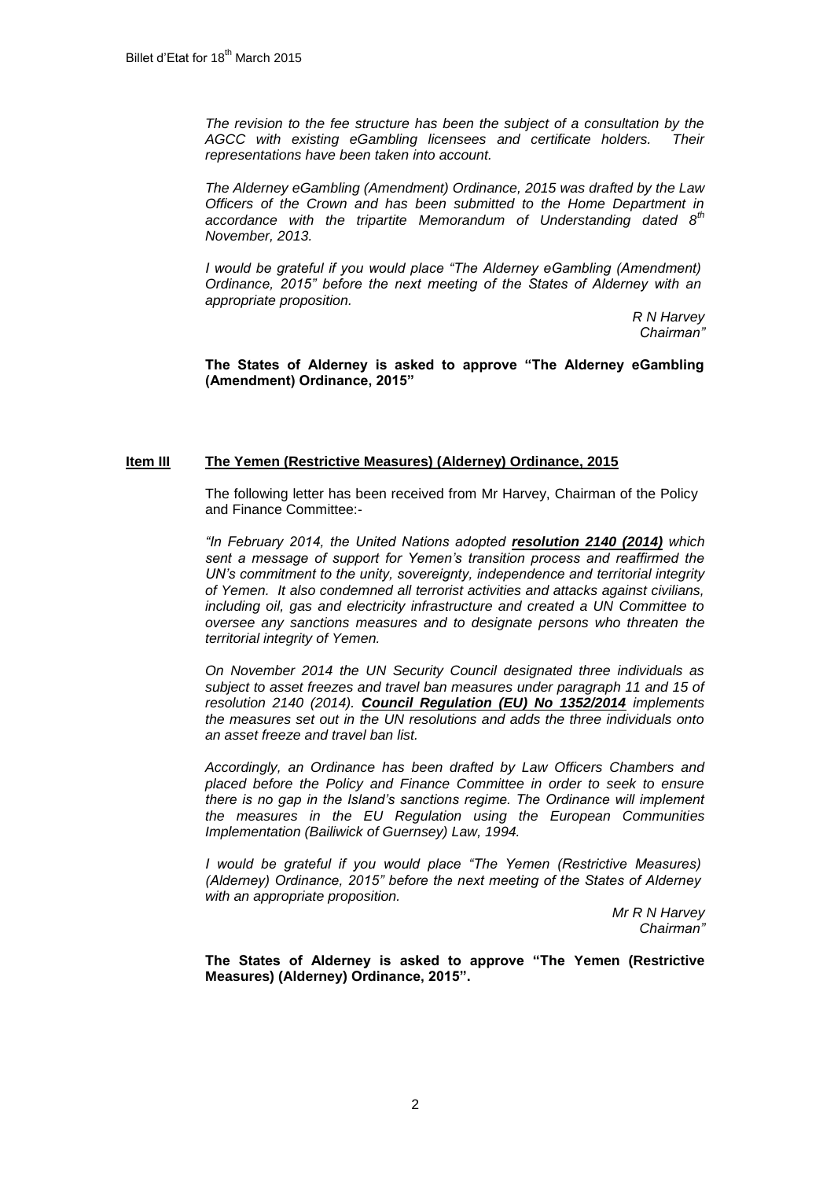*The revision to the fee structure has been the subject of a consultation by the AGCC with existing eGambling licensees and certificate holders. Their representations have been taken into account.*

*The Alderney eGambling (Amendment) Ordinance, 2015 was drafted by the Law Officers of the Crown and has been submitted to the Home Department in accordance with the tripartite Memorandum of Understanding dated 8th November, 2013.*

*I would be grateful if you would place "The Alderney eGambling (Amendment) Ordinance, 2015" before the next meeting of the States of Alderney with an appropriate proposition.*

*R N Harvey*
*Chairman"*

**The States of Alderney is asked to approve "The Alderney eGambling (Amendment) Ordinance, 2015"**

## **Item III** **The Yemen (Restrictive Measures) (Alderney) Ordinance, 2015**

The following letter has been received from Mr Harvey, Chairman of the Policy and Finance Committee:-

*"In February 2014, the United Nations adopted **resolution 2140 (2014)** which sent a message of support for Yemen's transition process and reaffirmed the UN's commitment to the unity, sovereignty, independence and territorial integrity of Yemen. It also condemned all terrorist activities and attacks against civilians, including oil, gas and electricity infrastructure and created a UN Committee to oversee any sanctions measures and to designate persons who threaten the territorial integrity of Yemen.*

*On November 2014 the UN Security Council designated three individuals as subject to asset freezes and travel ban measures under paragraph 11 and 15 of resolution 2140 (2014). **Council Regulation (EU) No 1352/2014** implements the measures set out in the UN resolutions and adds the three individuals onto an asset freeze and travel ban list.*

*Accordingly, an Ordinance has been drafted by Law Officers Chambers and placed before the Policy and Finance Committee in order to seek to ensure there is no gap in the Island's sanctions regime. The Ordinance will implement the measures in the EU Regulation using the European Communities Implementation (Bailiwick of Guernsey) Law, 1994.*

*I would be grateful if you would place "The Yemen (Restrictive Measures) (Alderney) Ordinance, 2015" before the next meeting of the States of Alderney with an appropriate proposition.*

*Mr R N Harvey*
*Chairman"*

**The States of Alderney is asked to approve "The Yemen (Restrictive Measures) (Alderney) Ordinance, 2015".**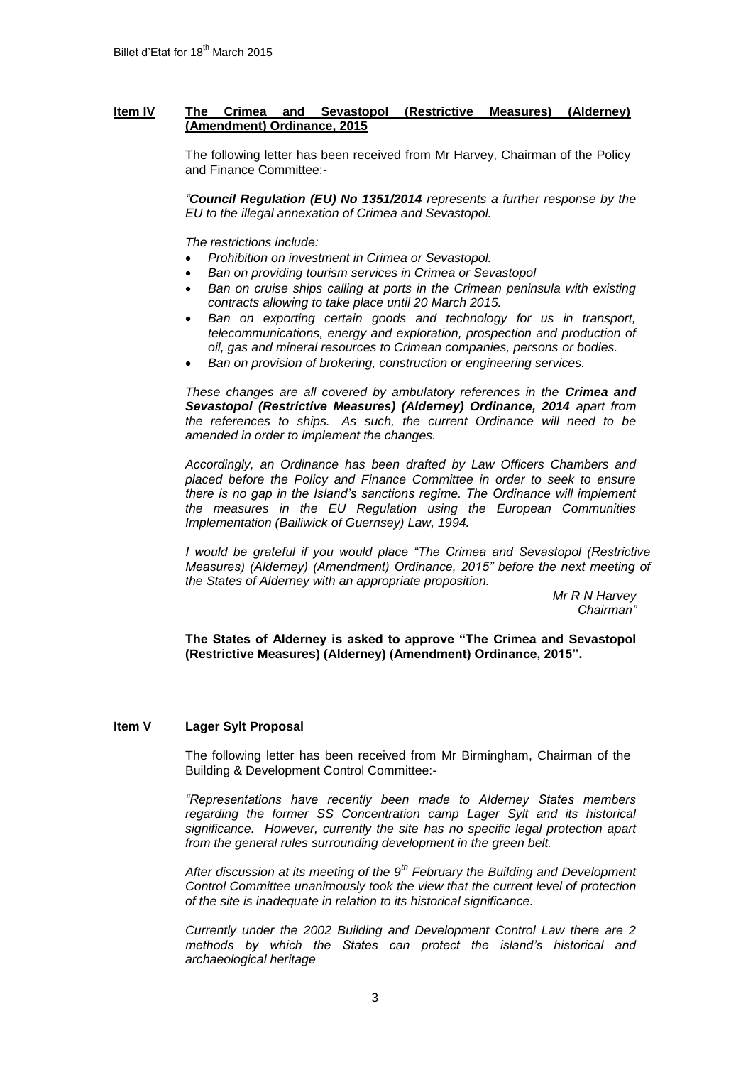**Item IV** **The Crimea and Sevastopol (Restrictive Measures) (Alderney) (Amendment) Ordinance, 2015**

The following letter has been received from Mr Harvey, Chairman of the Policy and Finance Committee:-

*"**Council Regulation (EU) No 1351/2014** represents a further response by the EU to the illegal annexation of Crimea and Sevastopol.*

*The restrictions include:*

- *Prohibition on investment in Crimea or Sevastopol.*
- *Ban on providing tourism services in Crimea or Sevastopol*
- *Ban on cruise ships calling at ports in the Crimean peninsula with existing contracts allowing to take place until 20 March 2015.*
- *Ban on exporting certain goods and technology for us in transport, telecommunications, energy and exploration, prospection and production of oil, gas and mineral resources to Crimean companies, persons or bodies.*
- *Ban on provision of brokering, construction or engineering services.*

*These changes are all covered by ambulatory references in the **Crimea and Sevastopol (Restrictive Measures) (Alderney) Ordinance, 2014** apart from the references to ships. As such, the current Ordinance will need to be amended in order to implement the changes.*

*Accordingly, an Ordinance has been drafted by Law Officers Chambers and placed before the Policy and Finance Committee in order to seek to ensure there is no gap in the Island's sanctions regime. The Ordinance will implement the measures in the EU Regulation using the European Communities Implementation (Bailiwick of Guernsey) Law, 1994.*

*I would be grateful if you would place "The Crimea and Sevastopol (Restrictive Measures) (Alderney) (Amendment) Ordinance, 2015" before the next meeting of the States of Alderney with an appropriate proposition.*

*Mr R N Harvey*
*Chairman"*

**The States of Alderney is asked to approve "The Crimea and Sevastopol (Restrictive Measures) (Alderney) (Amendment) Ordinance, 2015".**

**Item V** **Lager Sylt Proposal**

The following letter has been received from Mr Birmingham, Chairman of the Building & Development Control Committee:-

*"Representations have recently been made to Alderney States members regarding the former SS Concentration camp Lager Sylt and its historical significance. However, currently the site has no specific legal protection apart from the general rules surrounding development in the green belt.*

*After discussion at its meeting of the 9th February the Building and Development Control Committee unanimously took the view that the current level of protection of the site is inadequate in relation to its historical significance.*

*Currently under the 2002 Building and Development Control Law there are 2 methods by which the States can protect the island's historical and archaeological heritage*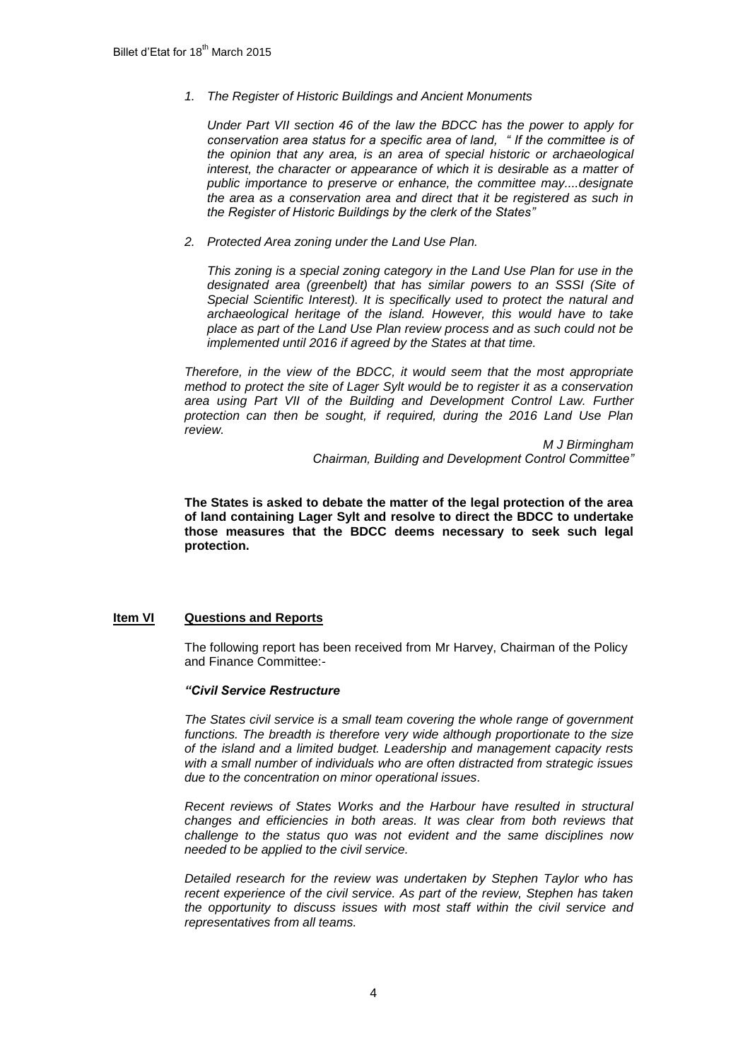1. *The Register of Historic Buildings and Ancient Monuments*

   *Under Part VII section 46 of the law the BDCC has the power to apply for conservation area status for a specific area of land, " If the committee is of the opinion that any area, is an area of special historic or archaeological interest, the character or appearance of which it is desirable as a matter of public importance to preserve or enhance, the committee may....designate the area as a conservation area and direct that it be registered as such in the Register of Historic Buildings by the clerk of the States"*

2. *Protected Area zoning under the Land Use Plan.*

   *This zoning is a special zoning category in the Land Use Plan for use in the designated area (greenbelt) that has similar powers to an SSSI (Site of Special Scientific Interest). It is specifically used to protect the natural and archaeological heritage of the island. However, this would have to take place as part of the Land Use Plan review process and as such could not be implemented until 2016 if agreed by the States at that time.*

*Therefore, in the view of the BDCC, it would seem that the most appropriate method to protect the site of Lager Sylt would be to register it as a conservation area using Part VII of the Building and Development Control Law. Further protection can then be sought, if required, during the 2016 Land Use Plan review.*

*M J Birmingham*
*Chairman, Building and Development Control Committee"*

**The States is asked to debate the matter of the legal protection of the area of land containing Lager Sylt and resolve to direct the BDCC to undertake those measures that the BDCC deems necessary to seek such legal protection.**

## **Item VI** **Questions and Reports**

The following report has been received from Mr Harvey, Chairman of the Policy and Finance Committee:-

***"Civil Service Restructure***

*The States civil service is a small team covering the whole range of government functions. The breadth is therefore very wide although proportionate to the size of the island and a limited budget. Leadership and management capacity rests with a small number of individuals who are often distracted from strategic issues due to the concentration on minor operational issues.*

*Recent reviews of States Works and the Harbour have resulted in structural changes and efficiencies in both areas. It was clear from both reviews that challenge to the status quo was not evident and the same disciplines now needed to be applied to the civil service.*

*Detailed research for the review was undertaken by Stephen Taylor who has recent experience of the civil service. As part of the review, Stephen has taken the opportunity to discuss issues with most staff within the civil service and representatives from all teams.*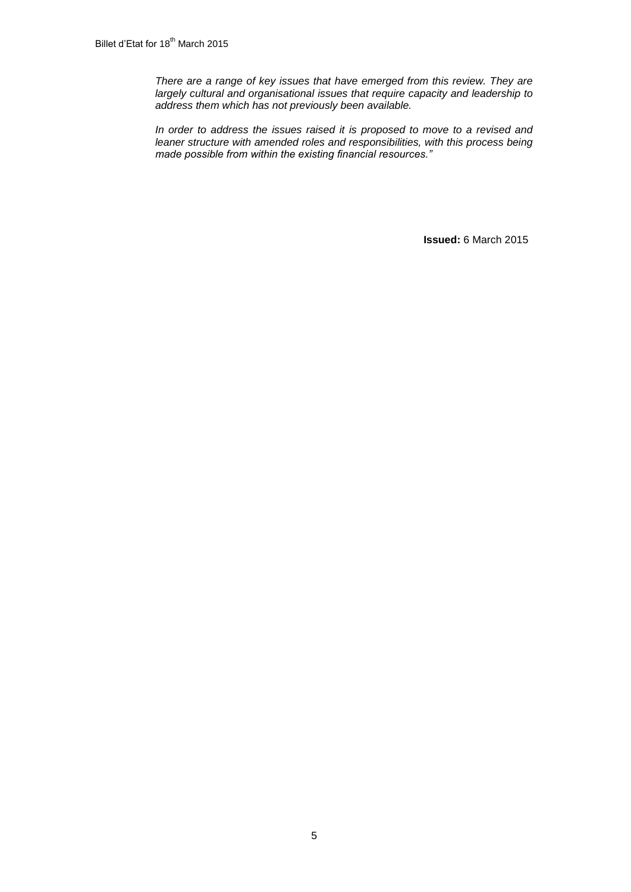*There are a range of key issues that have emerged from this review. They are largely cultural and organisational issues that require capacity and leadership to address them which has not previously been available.*

*In order to address the issues raised it is proposed to move to a revised and leaner structure with amended roles and responsibilities, with this process being made possible from within the existing financial resources."*

**Issued:** 6 March 2015